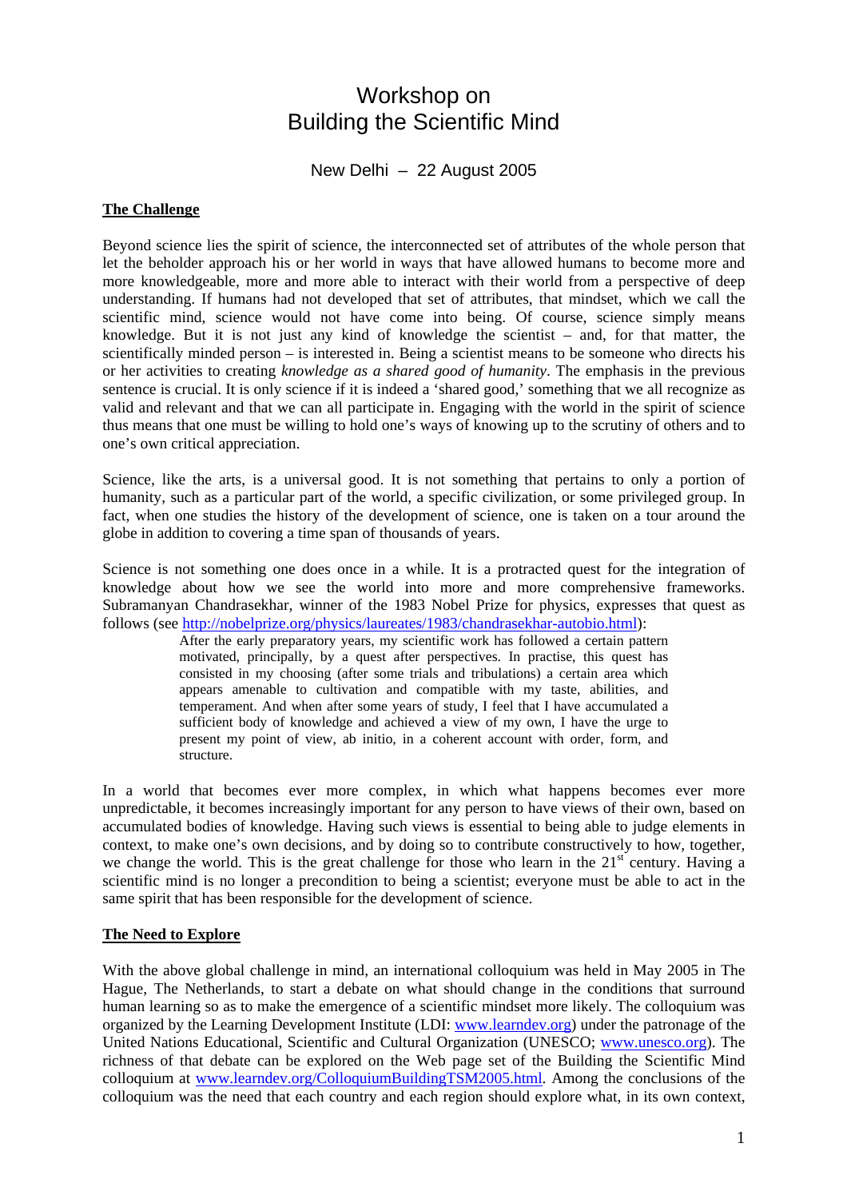# Workshop on Building the Scientific Mind

New Delhi – 22 August 2005

## The Challenge

Beyond science lies the spirit of science, the interconnected set of attributes of the whole person that let the beholder approach his or her world in ways that have allowed humans to become more and more knowledgeable, more and more able to interact with their world from a perspective of deep understanding. If humans had not developed that set of attributes, that mindset, which we call the scientific mind, science would not have come into being. Of course, science simply means knowledge. But it is not just any kind of knowledge the scientist – and, for that matter, the scientifically minded person – is interested in. Being a scientist means to be someone who directs his or her activities to creating *knowledge as a shared good of humanity*. The emphasis in the previous sentence is crucial. It is only science if it is indeed a 'shared good,' something that we all recognize as valid and relevant and that we can all participate in. Engaging with the world in the spirit of science thus means that one must be willing to hold one's ways of knowing up to the scrutiny of others and to one's own critical appreciation.

Science, like the arts, is a universal good. It is not something that pertains to only a portion of humanity, such as a particular part of the world, a specific civilization, or some privileged group. In fact, when one studies the history of the development of science, one is taken on a tour around the globe in addition to covering a time span of thousands of years.

Science is not something one does once in a while. It is a protracted quest for the integration of knowledge about how we see the world into more and more comprehensive frameworks. Subramanyan Chandrasekhar, winner of the 1983 Nobel Prize for physics, expresses that quest as follows (see http://nobelprize.org/physics/laureates/1983/chandrasekhar-autobio.html):

> After the early preparatory years, my scientific work has followed a certain pattern motivated, principally, by a quest after perspectives. In practise, this quest has consisted in my choosing (after some trials and tribulations) a certain area which appears amenable to cultivation and compatible with my taste, abilities, and temperament. And when after some years of study, I feel that I have accumulated a sufficient body of knowledge and achieved a view of my own, I have the urge to present my point of view, ab initio, in a coherent account with order, form, and structure.

In a world that becomes ever more complex, in which what happens becomes ever more unpredictable, it becomes increasingly important for any person to have views of their own, based on accumulated bodies of knowledge. Having such views is essential to being able to judge elements in context, to make one's own decisions, and by doing so to contribute constructively to how, together, we change the world. This is the great challenge for those who learn in the 21st century. Having a scientific mind is no longer a precondition to being a scientist; everyone must be able to act in the same spirit that has been responsible for the development of science.

## The Need to Explore

With the above global challenge in mind, an international colloquium was held in May 2005 in The Hague, The Netherlands, to start a debate on what should change in the conditions that surround human learning so as to make the emergence of a scientific mindset more likely. The colloquium was organized by the Learning Development Institute (LDI: www.learndev.org) under the patronage of the United Nations Educational, Scientific and Cultural Organization (UNESCO; www.unesco.org). The richness of that debate can be explored on the Web page set of the Building the Scientific Mind colloquium at www.learndev.org/ColloquiumBuildingTSM2005.html. Among the conclusions of the colloquium was the need that each country and each region should explore what, in its own context,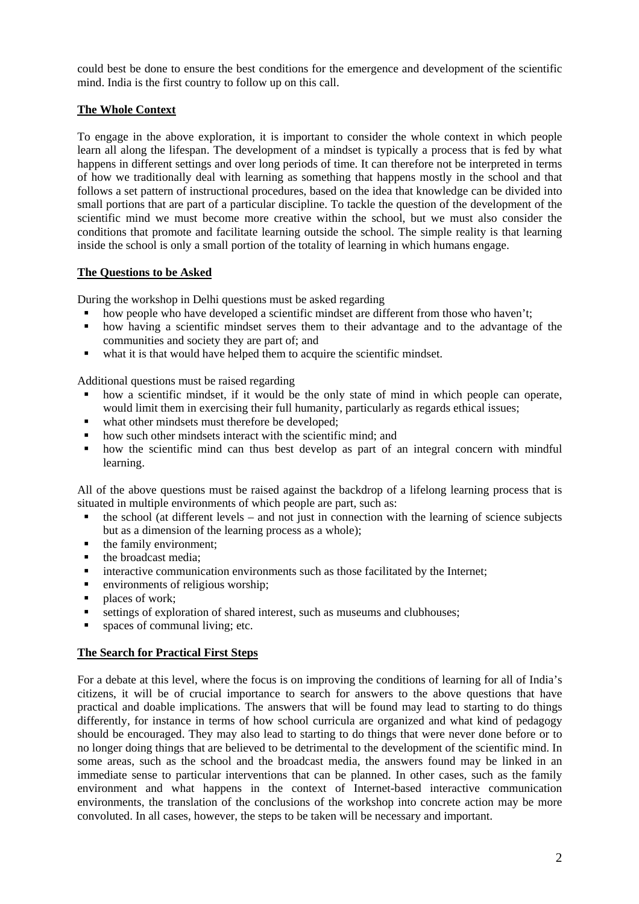could best be done to ensure the best conditions for the emergence and development of the scientific mind. India is the first country to follow up on this call.

## The Whole Context

To engage in the above exploration, it is important to consider the whole context in which people learn all along the lifespan. The development of a mindset is typically a process that is fed by what happens in different settings and over long periods of time. It can therefore not be interpreted in terms of how we traditionally deal with learning as something that happens mostly in the school and that follows a set pattern of instructional procedures, based on the idea that knowledge can be divided into small portions that are part of a particular discipline. To tackle the question of the development of the scientific mind we must become more creative within the school, but we must also consider the conditions that promote and facilitate learning outside the school. The simple reality is that learning inside the school is only a small portion of the totality of learning in which humans engage.

## The Questions to be Asked

During the workshop in Delhi questions must be asked regarding

- how people who have developed a scientific mindset are different from those who haven't;
- how having a scientific mindset serves them to their advantage and to the advantage of the communities and society they are part of; and
- what it is that would have helped them to acquire the scientific mindset.

Additional questions must be raised regarding

- how a scientific mindset, if it would be the only state of mind in which people can operate, would limit them in exercising their full humanity, particularly as regards ethical issues;
- what other mindsets must therefore be developed;
- how such other mindsets interact with the scientific mind; and
- how the scientific mind can thus best develop as part of an integral concern with mindful learning.

All of the above questions must be raised against the backdrop of a lifelong learning process that is situated in multiple environments of which people are part, such as:

- the school (at different levels – and not just in connection with the learning of science subjects but as a dimension of the learning process as a whole);
- the family environment;
- the broadcast media;
- interactive communication environments such as those facilitated by the Internet;
- environments of religious worship;
- places of work;
- settings of exploration of shared interest, such as museums and clubhouses;
- spaces of communal living; etc.

## The Search for Practical First Steps

For a debate at this level, where the focus is on improving the conditions of learning for all of India's citizens, it will be of crucial importance to search for answers to the above questions that have practical and doable implications. The answers that will be found may lead to starting to do things differently, for instance in terms of how school curricula are organized and what kind of pedagogy should be encouraged. They may also lead to starting to do things that were never done before or to no longer doing things that are believed to be detrimental to the development of the scientific mind. In some areas, such as the school and the broadcast media, the answers found may be linked in an immediate sense to particular interventions that can be planned. In other cases, such as the family environment and what happens in the context of Internet-based interactive communication environments, the translation of the conclusions of the workshop into concrete action may be more convoluted. In all cases, however, the steps to be taken will be necessary and important.